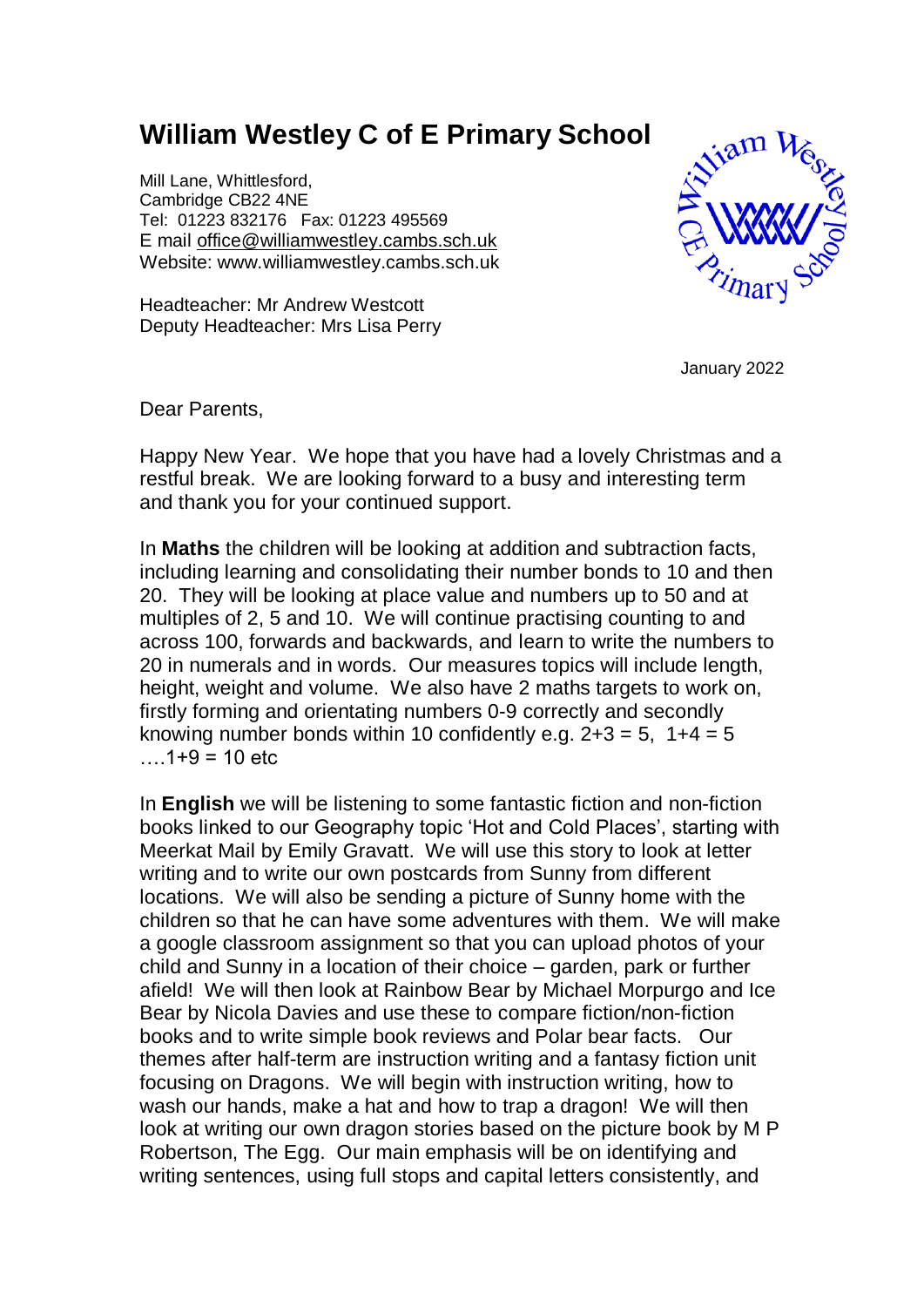# William Westley C of E Primary School

Mill Lane, Whittlesford,
Cambridge CB22 4NE
Tel: 01223 832176 Fax: 01223 495569
E mail office@williamwestley.cambs.sch.uk
Website: www.williamwestley.cambs.sch.uk

Headteacher: Mr Andrew Westcott
Deputy Headteacher: Mrs Lisa Perry

January 2022

Dear Parents,

Happy New Year. We hope that you have had a lovely Christmas and a restful break. We are looking forward to a busy and interesting term and thank you for your continued support.

In **Maths** the children will be looking at addition and subtraction facts, including learning and consolidating their number bonds to 10 and then 20. They will be looking at place value and numbers up to 50 and at multiples of 2, 5 and 10. We will continue practising counting to and across 100, forwards and backwards, and learn to write the numbers to 20 in numerals and in words. Our measures topics will include length, height, weight and volume. We also have 2 maths targets to work on, firstly forming and orientating numbers 0-9 correctly and secondly knowing number bonds within 10 confidently e.g. $2+3 = 5$, $1+4 = 5$ ….$1+9 = 10$ etc

In **English** we will be listening to some fantastic fiction and non-fiction books linked to our Geography topic 'Hot and Cold Places', starting with Meerkat Mail by Emily Gravatt. We will use this story to look at letter writing and to write our own postcards from Sunny from different locations. We will also be sending a picture of Sunny home with the children so that he can have some adventures with them. We will make a google classroom assignment so that you can upload photos of your child and Sunny in a location of their choice – garden, park or further afield! We will then look at Rainbow Bear by Michael Morpurgo and Ice Bear by Nicola Davies and use these to compare fiction/non-fiction books and to write simple book reviews and Polar bear facts. Our themes after half-term are instruction writing and a fantasy fiction unit focusing on Dragons. We will begin with instruction writing, how to wash our hands, make a hat and how to trap a dragon! We will then look at writing our own dragon stories based on the picture book by M P Robertson, The Egg. Our main emphasis will be on identifying and writing sentences, using full stops and capital letters consistently, and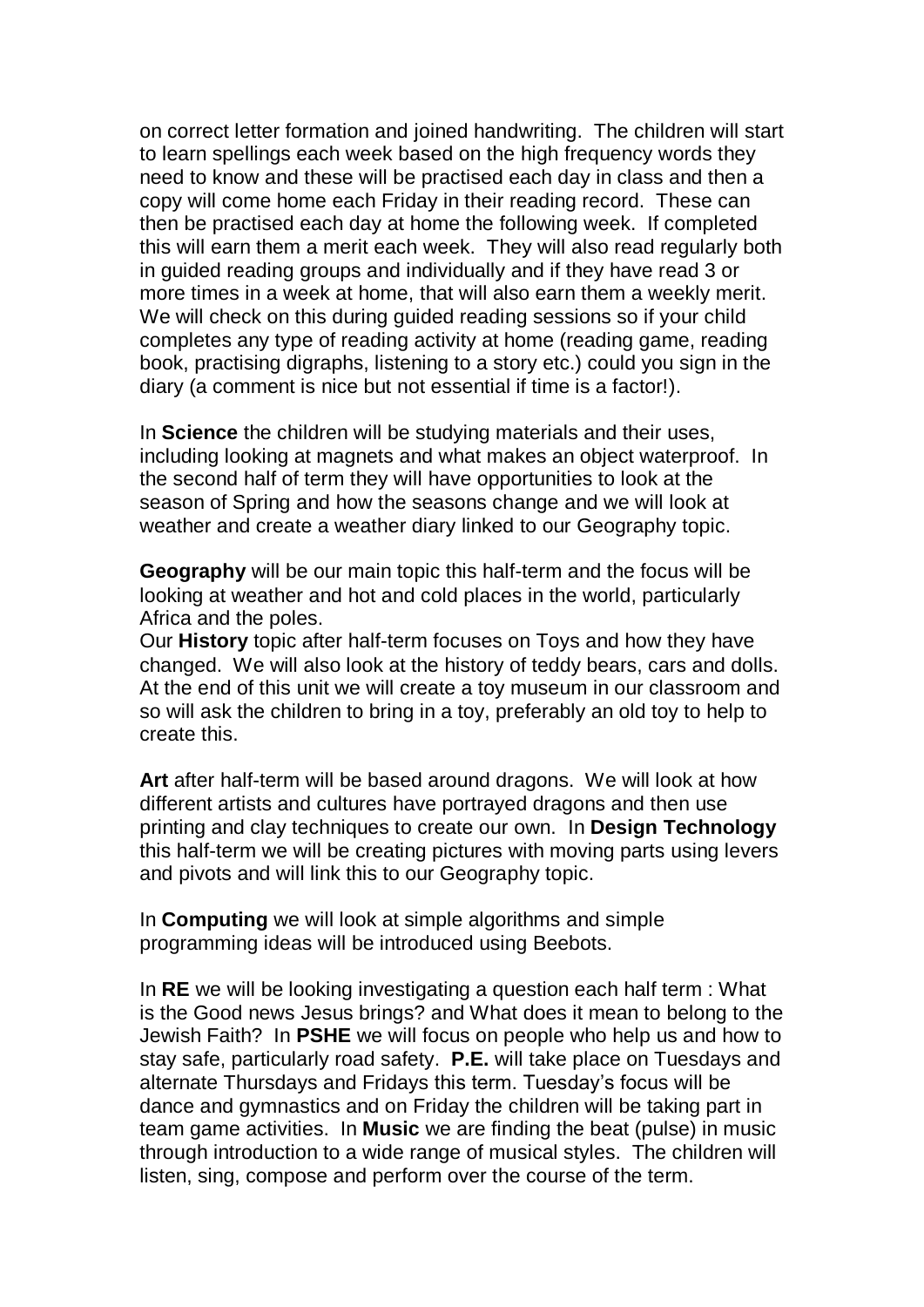on correct letter formation and joined handwriting. The children will start to learn spellings each week based on the high frequency words they need to know and these will be practised each day in class and then a copy will come home each Friday in their reading record. These can then be practised each day at home the following week. If completed this will earn them a merit each week. They will also read regularly both in guided reading groups and individually and if they have read 3 or more times in a week at home, that will also earn them a weekly merit. We will check on this during guided reading sessions so if your child completes any type of reading activity at home (reading game, reading book, practising digraphs, listening to a story etc.) could you sign in the diary (a comment is nice but not essential if time is a factor!).

In **Science** the children will be studying materials and their uses, including looking at magnets and what makes an object waterproof. In the second half of term they will have opportunities to look at the season of Spring and how the seasons change and we will look at weather and create a weather diary linked to our Geography topic.

**Geography** will be our main topic this half-term and the focus will be looking at weather and hot and cold places in the world, particularly Africa and the poles.
Our **History** topic after half-term focuses on Toys and how they have changed. We will also look at the history of teddy bears, cars and dolls. At the end of this unit we will create a toy museum in our classroom and so will ask the children to bring in a toy, preferably an old toy to help to create this.

**Art** after half-term will be based around dragons. We will look at how different artists and cultures have portrayed dragons and then use printing and clay techniques to create our own. In **Design Technology** this half-term we will be creating pictures with moving parts using levers and pivots and will link this to our Geography topic.

In **Computing** we will look at simple algorithms and simple programming ideas will be introduced using Beebots.

In **RE** we will be looking investigating a question each half term : What is the Good news Jesus brings? and What does it mean to belong to the Jewish Faith? In **PSHE** we will focus on people who help us and how to stay safe, particularly road safety. **P.E.** will take place on Tuesdays and alternate Thursdays and Fridays this term. Tuesday's focus will be dance and gymnastics and on Friday the children will be taking part in team game activities. In **Music** we are finding the beat (pulse) in music through introduction to a wide range of musical styles. The children will listen, sing, compose and perform over the course of the term.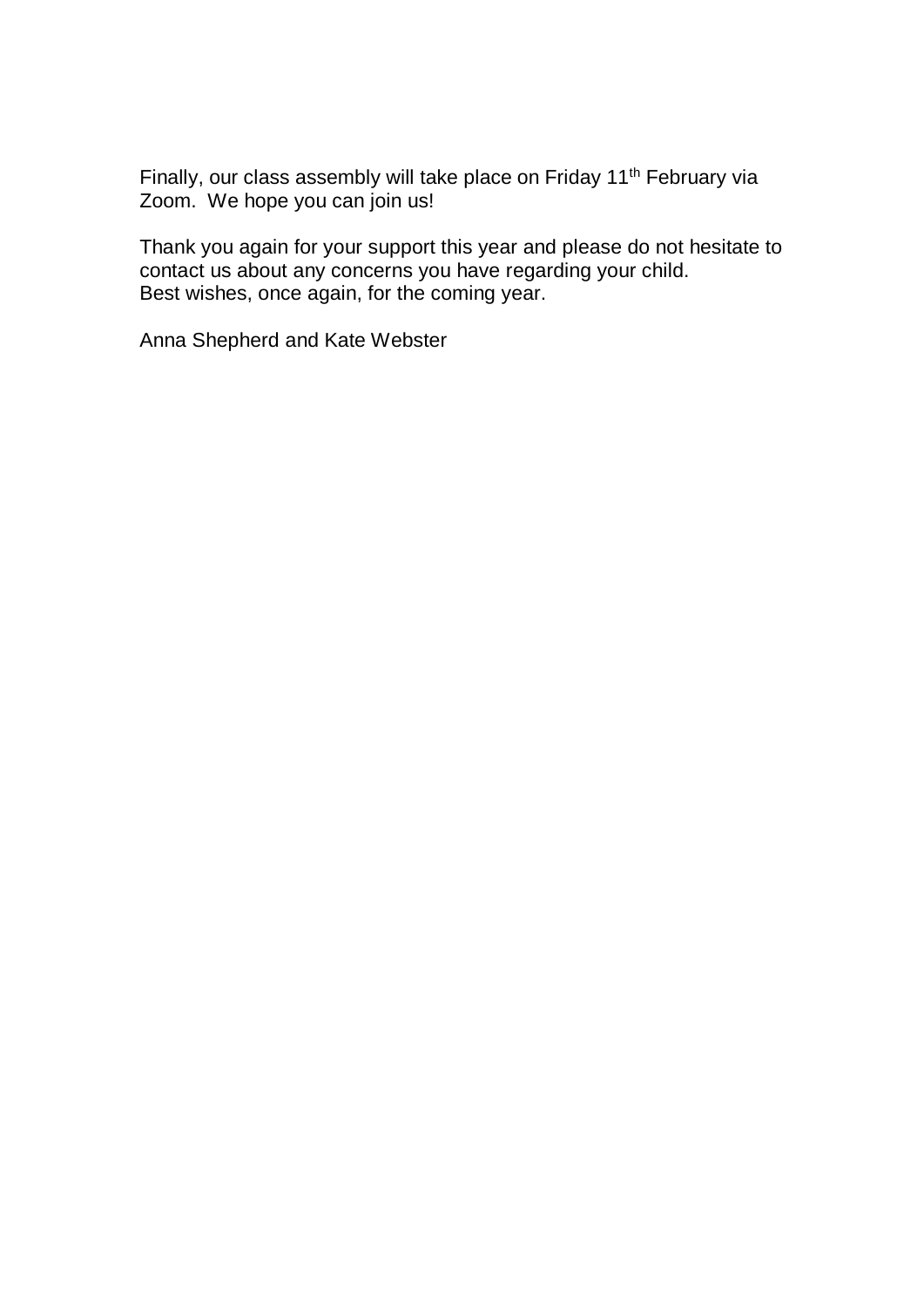Finally, our class assembly will take place on Friday 11th February via Zoom.  We hope you can join us!

Thank you again for your support this year and please do not hesitate to contact us about any concerns you have regarding your child.
Best wishes, once again, for the coming year.

Anna Shepherd and Kate Webster